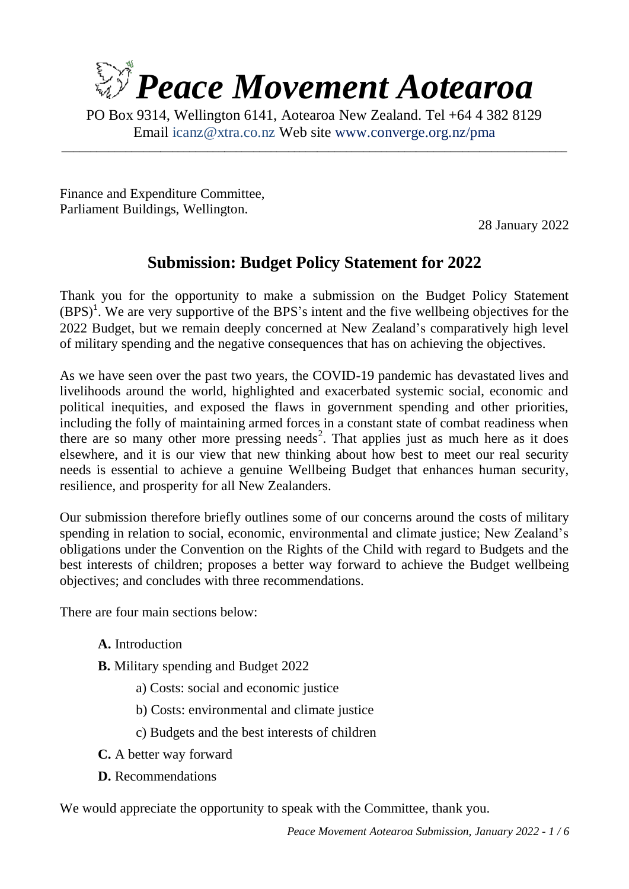# Peace Movement Aotearoa

PO Box 9314, Wellington 6141, Aotearoa New Zealand. Tel +64 4 382 8129
Email icanz@xtra.co.nz Web site www.converge.org.nz/pma

---

Finance and Expenditure Committee,
Parliament Buildings, Wellington.

28 January 2022

## Submission: Budget Policy Statement for 2022

Thank you for the opportunity to make a submission on the Budget Policy Statement (BPS)[1]. We are very supportive of the BPS's intent and the five wellbeing objectives for the 2022 Budget, but we remain deeply concerned at New Zealand's comparatively high level of military spending and the negative consequences that has on achieving the objectives.

As we have seen over the past two years, the COVID-19 pandemic has devastated lives and livelihoods around the world, highlighted and exacerbated systemic social, economic and political inequities, and exposed the flaws in government spending and other priorities, including the folly of maintaining armed forces in a constant state of combat readiness when there are so many other more pressing needs[2]. That applies just as much here as it does elsewhere, and it is our view that new thinking about how best to meet our real security needs is essential to achieve a genuine Wellbeing Budget that enhances human security, resilience, and prosperity for all New Zealanders.

Our submission therefore briefly outlines some of our concerns around the costs of military spending in relation to social, economic, environmental and climate justice; New Zealand's obligations under the Convention on the Rights of the Child with regard to Budgets and the best interests of children; proposes a better way forward to achieve the Budget wellbeing objectives; and concludes with three recommendations.

There are four main sections below:

- **A.** Introduction
- **B.** Military spending and Budget 2022
  - a) Costs: social and economic justice
  - b) Costs: environmental and climate justice
  - c) Budgets and the best interests of children
- **C.** A better way forward
- **D.** Recommendations

We would appreciate the opportunity to speak with the Committee, thank you.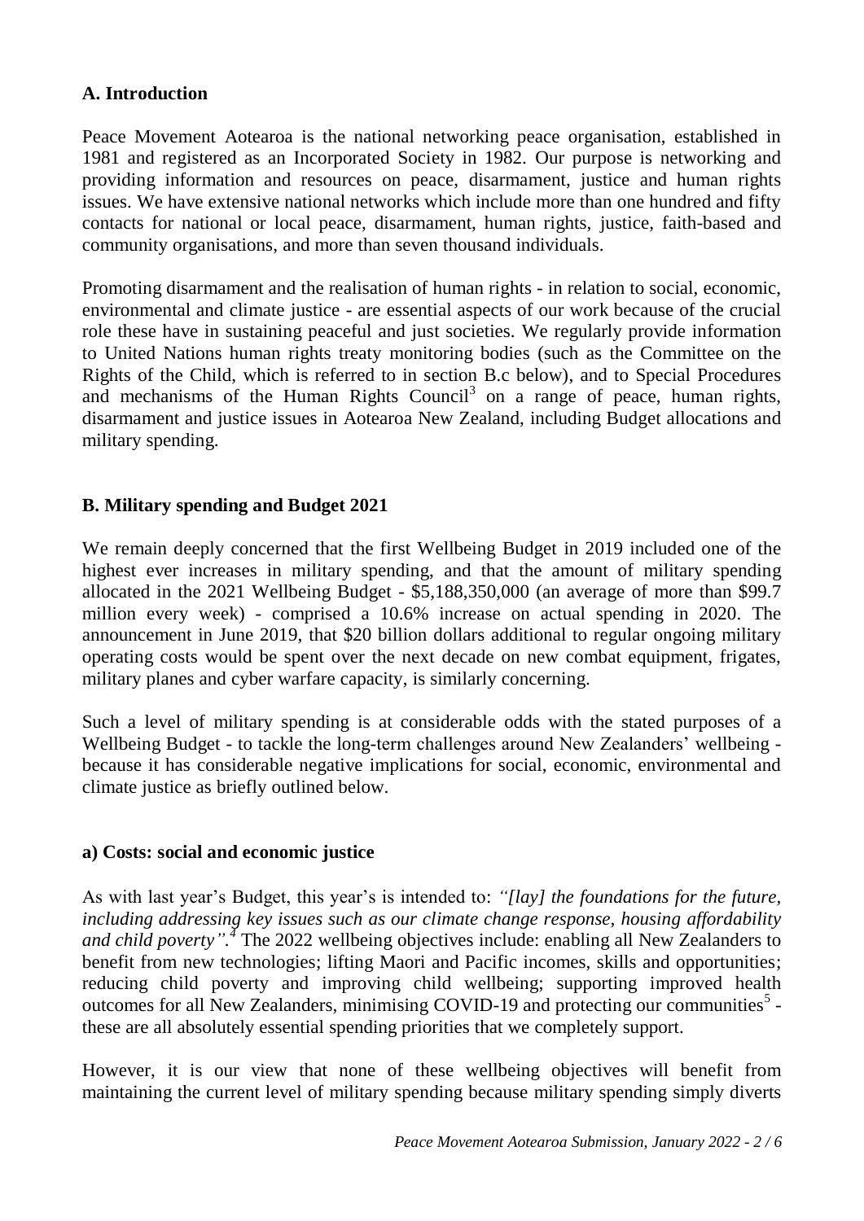## A. Introduction

Peace Movement Aotearoa is the national networking peace organisation, established in 1981 and registered as an Incorporated Society in 1982. Our purpose is networking and providing information and resources on peace, disarmament, justice and human rights issues. We have extensive national networks which include more than one hundred and fifty contacts for national or local peace, disarmament, human rights, justice, faith-based and community organisations, and more than seven thousand individuals.

Promoting disarmament and the realisation of human rights - in relation to social, economic, environmental and climate justice - are essential aspects of our work because of the crucial role these have in sustaining peaceful and just societies. We regularly provide information to United Nations human rights treaty monitoring bodies (such as the Committee on the Rights of the Child, which is referred to in section B.c below), and to Special Procedures and mechanisms of the Human Rights Council[3] on a range of peace, human rights, disarmament and justice issues in Aotearoa New Zealand, including Budget allocations and military spending.

## B. Military spending and Budget 2021

We remain deeply concerned that the first Wellbeing Budget in 2019 included one of the highest ever increases in military spending, and that the amount of military spending allocated in the 2021 Wellbeing Budget - $5,188,350,000 (an average of more than $99.7 million every week) - comprised a 10.6% increase on actual spending in 2020. The announcement in June 2019, that $20 billion dollars additional to regular ongoing military operating costs would be spent over the next decade on new combat equipment, frigates, military planes and cyber warfare capacity, is similarly concerning.

Such a level of military spending is at considerable odds with the stated purposes of a Wellbeing Budget - to tackle the long-term challenges around New Zealanders' wellbeing - because it has considerable negative implications for social, economic, environmental and climate justice as briefly outlined below.

### a) Costs: social and economic justice

As with last year's Budget, this year's is intended to: *"[lay] the foundations for the future, including addressing key issues such as our climate change response, housing affordability and child poverty"*.[4] The 2022 wellbeing objectives include: enabling all New Zealanders to benefit from new technologies; lifting Maori and Pacific incomes, skills and opportunities; reducing child poverty and improving child wellbeing; supporting improved health outcomes for all New Zealanders, minimising COVID-19 and protecting our communities[5] - these are all absolutely essential spending priorities that we completely support.

However, it is our view that none of these wellbeing objectives will benefit from maintaining the current level of military spending because military spending simply diverts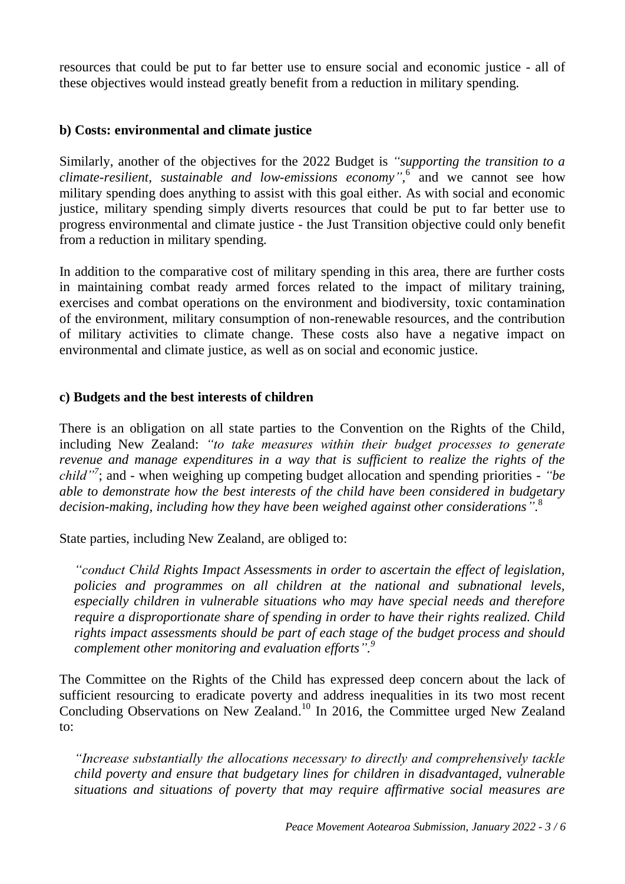resources that could be put to far better use to ensure social and economic justice - all of these objectives would instead greatly benefit from a reduction in military spending.

**b) Costs: environmental and climate justice**

Similarly, another of the objectives for the 2022 Budget is *"supporting the transition to a climate-resilient, sustainable and low-emissions economy"*,[6] and we cannot see how military spending does anything to assist with this goal either. As with social and economic justice, military spending simply diverts resources that could be put to far better use to progress environmental and climate justice - the Just Transition objective could only benefit from a reduction in military spending.

In addition to the comparative cost of military spending in this area, there are further costs in maintaining combat ready armed forces related to the impact of military training, exercises and combat operations on the environment and biodiversity, toxic contamination of the environment, military consumption of non-renewable resources, and the contribution of military activities to climate change. These costs also have a negative impact on environmental and climate justice, as well as on social and economic justice.

**c) Budgets and the best interests of children**

There is an obligation on all state parties to the Convention on the Rights of the Child, including New Zealand: *"to take measures within their budget processes to generate revenue and manage expenditures in a way that is sufficient to realize the rights of the child"*[7]; and - when weighing up competing budget allocation and spending priorities - *"be able to demonstrate how the best interests of the child have been considered in budgetary decision-making, including how they have been weighed against other considerations"*.[8]

State parties, including New Zealand, are obliged to:

> *"conduct Child Rights Impact Assessments in order to ascertain the effect of legislation, policies and programmes on all children at the national and subnational levels, especially children in vulnerable situations who may have special needs and therefore require a disproportionate share of spending in order to have their rights realized. Child rights impact assessments should be part of each stage of the budget process and should complement other monitoring and evaluation efforts".*[9]

The Committee on the Rights of the Child has expressed deep concern about the lack of sufficient resourcing to eradicate poverty and address inequalities in its two most recent Concluding Observations on New Zealand.[10] In 2016, the Committee urged New Zealand to:

> *"Increase substantially the allocations necessary to directly and comprehensively tackle child poverty and ensure that budgetary lines for children in disadvantaged, vulnerable situations and situations of poverty that may require affirmative social measures are*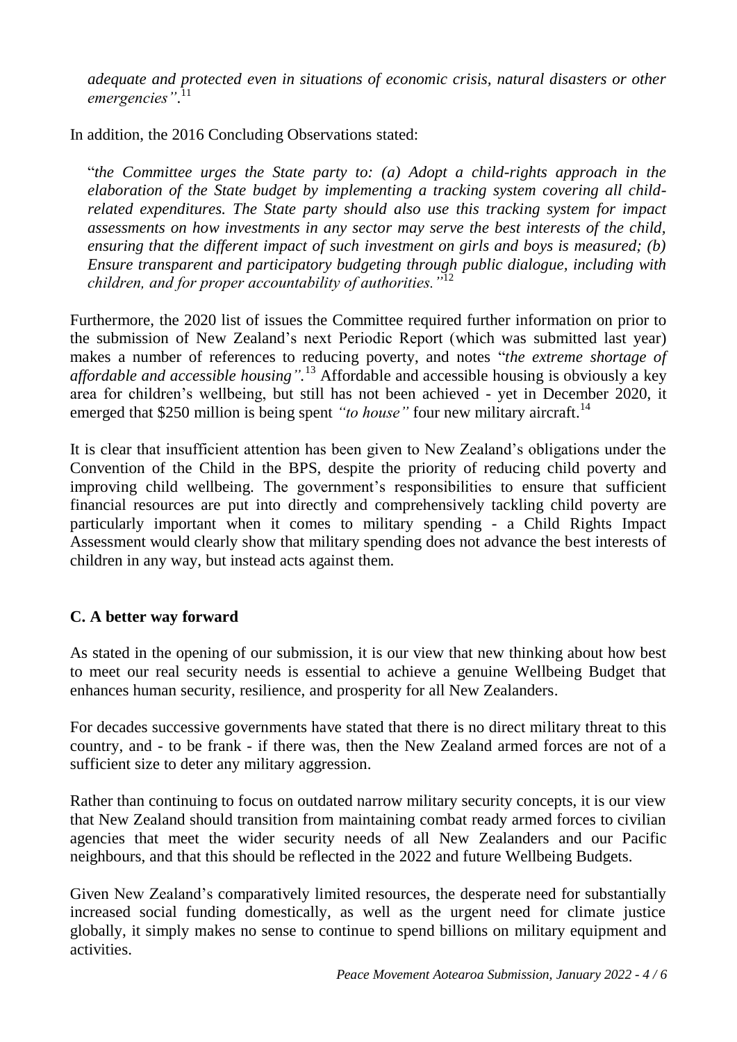*adequate and protected even in situations of economic crisis, natural disasters or other emergencies"*.[11]

In addition, the 2016 Concluding Observations stated:

> "*the Committee urges the State party to: (a) Adopt a child-rights approach in the elaboration of the State budget by implementing a tracking system covering all child-related expenditures. The State party should also use this tracking system for impact assessments on how investments in any sector may serve the best interests of the child, ensuring that the different impact of such investment on girls and boys is measured; (b) Ensure transparent and participatory budgeting through public dialogue, including with children, and for proper accountability of authorities."*[12]

Furthermore, the 2020 list of issues the Committee required further information on prior to the submission of New Zealand's next Periodic Report (which was submitted last year) makes a number of references to reducing poverty, and notes "*the extreme shortage of affordable and accessible housing"*.[13] Affordable and accessible housing is obviously a key area for children's wellbeing, but still has not been achieved - yet in December 2020, it emerged that \$250 million is being spent *"to house"* four new military aircraft.[14]

It is clear that insufficient attention has been given to New Zealand's obligations under the Convention of the Child in the BPS, despite the priority of reducing child poverty and improving child wellbeing. The government's responsibilities to ensure that sufficient financial resources are put into directly and comprehensively tackling child poverty are particularly important when it comes to military spending - a Child Rights Impact Assessment would clearly show that military spending does not advance the best interests of children in any way, but instead acts against them.

## C. A better way forward

As stated in the opening of our submission, it is our view that new thinking about how best to meet our real security needs is essential to achieve a genuine Wellbeing Budget that enhances human security, resilience, and prosperity for all New Zealanders.

For decades successive governments have stated that there is no direct military threat to this country, and - to be frank - if there was, then the New Zealand armed forces are not of a sufficient size to deter any military aggression.

Rather than continuing to focus on outdated narrow military security concepts, it is our view that New Zealand should transition from maintaining combat ready armed forces to civilian agencies that meet the wider security needs of all New Zealanders and our Pacific neighbours, and that this should be reflected in the 2022 and future Wellbeing Budgets.

Given New Zealand's comparatively limited resources, the desperate need for substantially increased social funding domestically, as well as the urgent need for climate justice globally, it simply makes no sense to continue to spend billions on military equipment and activities.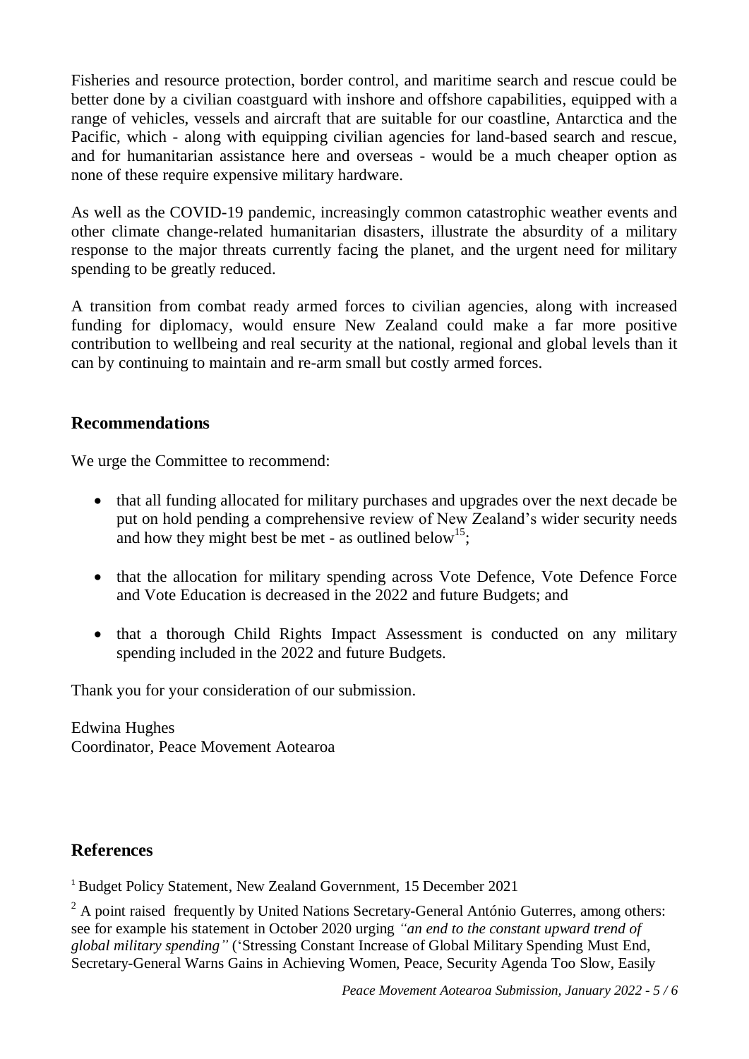Fisheries and resource protection, border control, and maritime search and rescue could be better done by a civilian coastguard with inshore and offshore capabilities, equipped with a range of vehicles, vessels and aircraft that are suitable for our coastline, Antarctica and the Pacific, which - along with equipping civilian agencies for land-based search and rescue, and for humanitarian assistance here and overseas - would be a much cheaper option as none of these require expensive military hardware.

As well as the COVID-19 pandemic, increasingly common catastrophic weather events and other climate change-related humanitarian disasters, illustrate the absurdity of a military response to the major threats currently facing the planet, and the urgent need for military spending to be greatly reduced.

A transition from combat ready armed forces to civilian agencies, along with increased funding for diplomacy, would ensure New Zealand could make a far more positive contribution to wellbeing and real security at the national, regional and global levels than it can by continuing to maintain and re-arm small but costly armed forces.

## Recommendations

We urge the Committee to recommend:

- that all funding allocated for military purchases and upgrades over the next decade be put on hold pending a comprehensive review of New Zealand's wider security needs and how they might best be met - as outlined below[15];
- that the allocation for military spending across Vote Defence, Vote Defence Force and Vote Education is decreased in the 2022 and future Budgets; and
- that a thorough Child Rights Impact Assessment is conducted on any military spending included in the 2022 and future Budgets.

Thank you for your consideration of our submission.

Edwina Hughes
Coordinator, Peace Movement Aotearoa

## References

[1] Budget Policy Statement, New Zealand Government, 15 December 2021

[2] A point raised frequently by United Nations Secretary-General António Guterres, among others: see for example his statement in October 2020 urging *"an end to the constant upward trend of global military spending"* ('Stressing Constant Increase of Global Military Spending Must End, Secretary-General Warns Gains in Achieving Women, Peace, Security Agenda Too Slow, Easily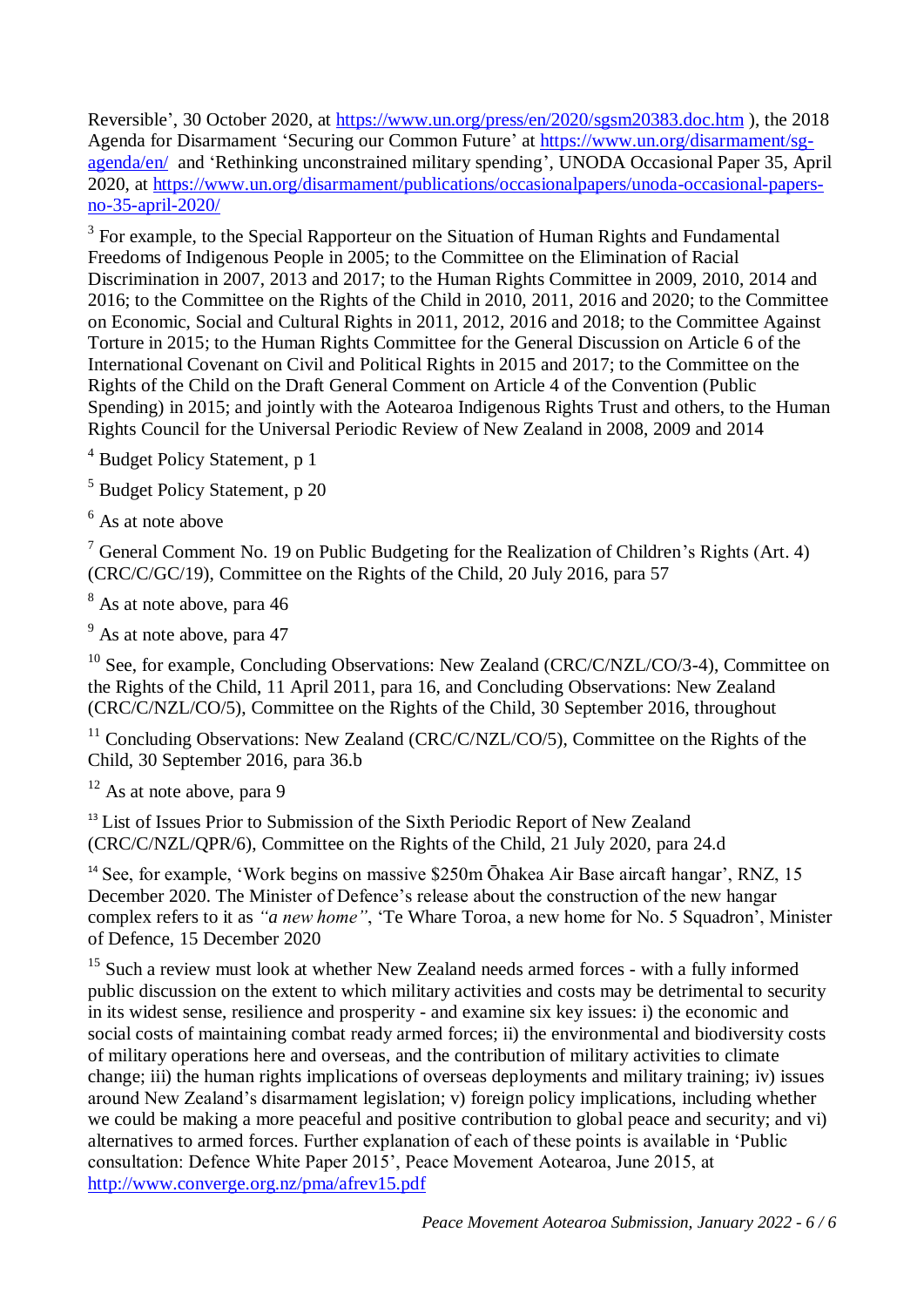Reversible', 30 October 2020, at https://www.un.org/press/en/2020/sgsm20383.doc.htm ), the 2018 Agenda for Disarmament 'Securing our Common Future' at https://www.un.org/disarmament/sg-agenda/en/ and 'Rethinking unconstrained military spending', UNODA Occasional Paper 35, April 2020, at https://www.un.org/disarmament/publications/occasionalpapers/unoda-occasional-papers-no-35-april-2020/

[3] For example, to the Special Rapporteur on the Situation of Human Rights and Fundamental Freedoms of Indigenous People in 2005; to the Committee on the Elimination of Racial Discrimination in 2007, 2013 and 2017; to the Human Rights Committee in 2009, 2010, 2014 and 2016; to the Committee on the Rights of the Child in 2010, 2011, 2016 and 2020; to the Committee on Economic, Social and Cultural Rights in 2011, 2012, 2016 and 2018; to the Committee Against Torture in 2015; to the Human Rights Committee for the General Discussion on Article 6 of the International Covenant on Civil and Political Rights in 2015 and 2017; to the Committee on the Rights of the Child on the Draft General Comment on Article 4 of the Convention (Public Spending) in 2015; and jointly with the Aotearoa Indigenous Rights Trust and others, to the Human Rights Council for the Universal Periodic Review of New Zealand in 2008, 2009 and 2014

[4] Budget Policy Statement, p 1

[5] Budget Policy Statement, p 20

[6] As at note above

[7] General Comment No. 19 on Public Budgeting for the Realization of Children's Rights (Art. 4) (CRC/C/GC/19), Committee on the Rights of the Child, 20 July 2016, para 57

[8] As at note above, para 46

[9] As at note above, para 47

[10] See, for example, Concluding Observations: New Zealand (CRC/C/NZL/CO/3-4), Committee on the Rights of the Child, 11 April 2011, para 16, and Concluding Observations: New Zealand (CRC/C/NZL/CO/5), Committee on the Rights of the Child, 30 September 2016, throughout

[11] Concluding Observations: New Zealand (CRC/C/NZL/CO/5), Committee on the Rights of the Child, 30 September 2016, para 36.b

[12] As at note above, para 9

[13] List of Issues Prior to Submission of the Sixth Periodic Report of New Zealand (CRC/C/NZL/QPR/6), Committee on the Rights of the Child, 21 July 2020, para 24.d

[14] See, for example, 'Work begins on massive $250m Ōhakea Air Base aircaft hangar', RNZ, 15 December 2020. The Minister of Defence's release about the construction of the new hangar complex refers to it as *"a new home"*, 'Te Whare Toroa, a new home for No. 5 Squadron', Minister of Defence, 15 December 2020

[15] Such a review must look at whether New Zealand needs armed forces - with a fully informed public discussion on the extent to which military activities and costs may be detrimental to security in its widest sense, resilience and prosperity - and examine six key issues: i) the economic and social costs of maintaining combat ready armed forces; ii) the environmental and biodiversity costs of military operations here and overseas, and the contribution of military activities to climate change; iii) the human rights implications of overseas deployments and military training; iv) issues around New Zealand's disarmament legislation; v) foreign policy implications, including whether we could be making a more peaceful and positive contribution to global peace and security; and vi) alternatives to armed forces. Further explanation of each of these points is available in 'Public consultation: Defence White Paper 2015', Peace Movement Aotearoa, June 2015, at http://www.converge.org.nz/pma/afrev15.pdf